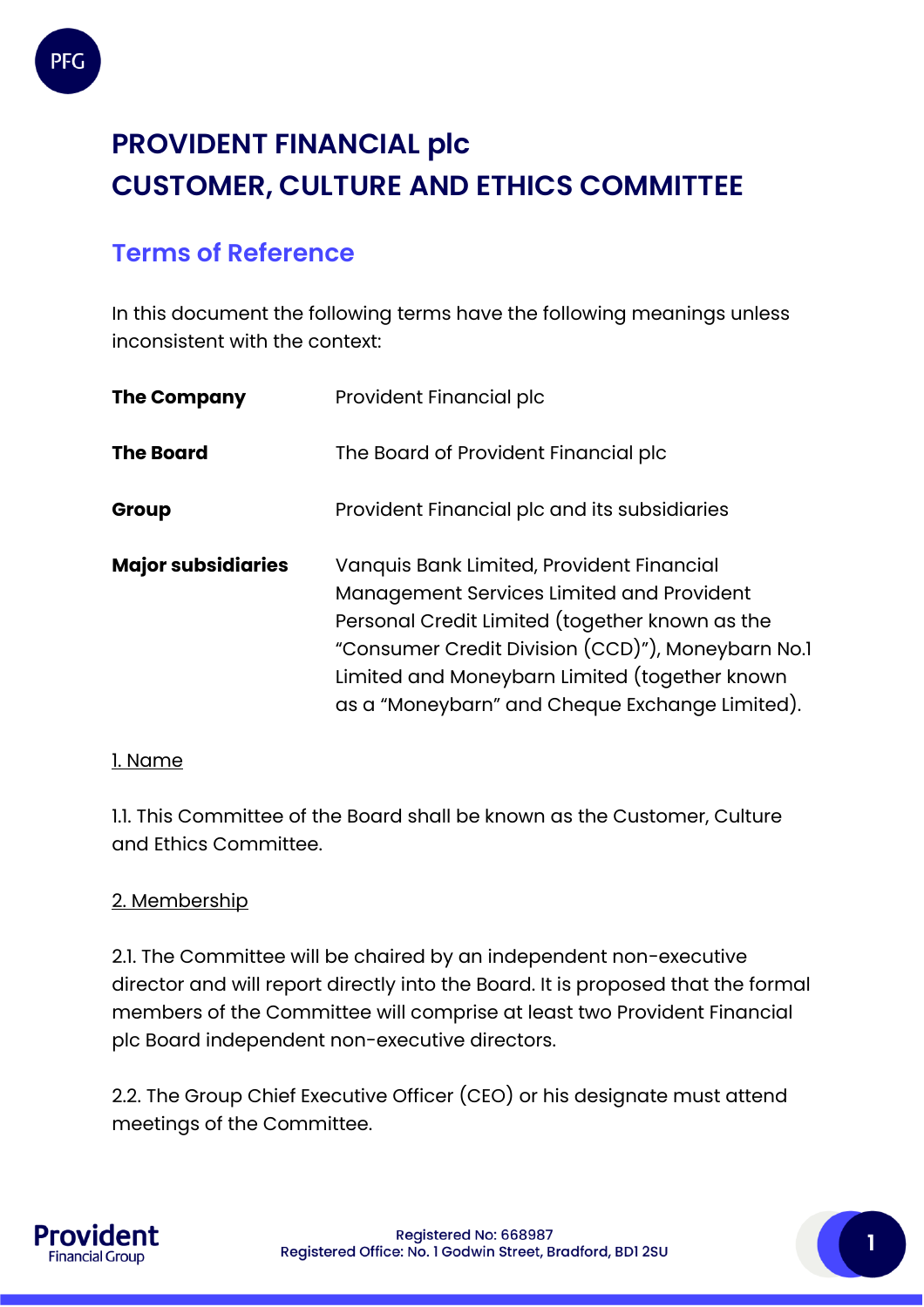# PROVIDENT FINANCIAL plc
# CUSTOMER, CULTURE AND ETHICS COMMITTEE

## Terms of Reference

In this document the following terms have the following meanings unless inconsistent with the context:

| | |
|---|---|
| **The Company** | Provident Financial plc |
| **The Board** | The Board of Provident Financial plc |
| **Group** | Provident Financial plc and its subsidiaries |
| **Major subsidiaries** | Vanquis Bank Limited, Provident Financial Management Services Limited and Provident Personal Credit Limited (together known as the "Consumer Credit Division (CCD)"), Moneybarn No.1 Limited and Moneybarn Limited (together known as a "Moneybarn" and Cheque Exchange Limited). |

1. Name

1.1. This Committee of the Board shall be known as the Customer, Culture and Ethics Committee.

2. Membership

2.1. The Committee will be chaired by an independent non-executive director and will report directly into the Board. It is proposed that the formal members of the Committee will comprise at least two Provident Financial plc Board independent non-executive directors.

2.2. The Group Chief Executive Officer (CEO) or his designate must attend meetings of the Committee.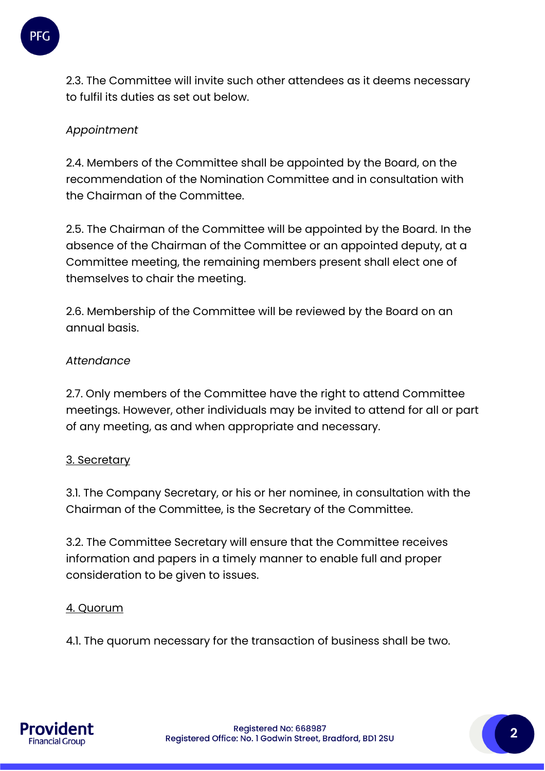2.3. The Committee will invite such other attendees as it deems necessary to fulfil its duties as set out below.

*Appointment*

2.4. Members of the Committee shall be appointed by the Board, on the recommendation of the Nomination Committee and in consultation with the Chairman of the Committee.

2.5. The Chairman of the Committee will be appointed by the Board. In the absence of the Chairman of the Committee or an appointed deputy, at a Committee meeting, the remaining members present shall elect one of themselves to chair the meeting.

2.6. Membership of the Committee will be reviewed by the Board on an annual basis.

*Attendance*

2.7. Only members of the Committee have the right to attend Committee meetings. However, other individuals may be invited to attend for all or part of any meeting, as and when appropriate and necessary.

## 3. Secretary

3.1. The Company Secretary, or his or her nominee, in consultation with the Chairman of the Committee, is the Secretary of the Committee.

3.2. The Committee Secretary will ensure that the Committee receives information and papers in a timely manner to enable full and proper consideration to be given to issues.

## 4. Quorum

4.1. The quorum necessary for the transaction of business shall be two.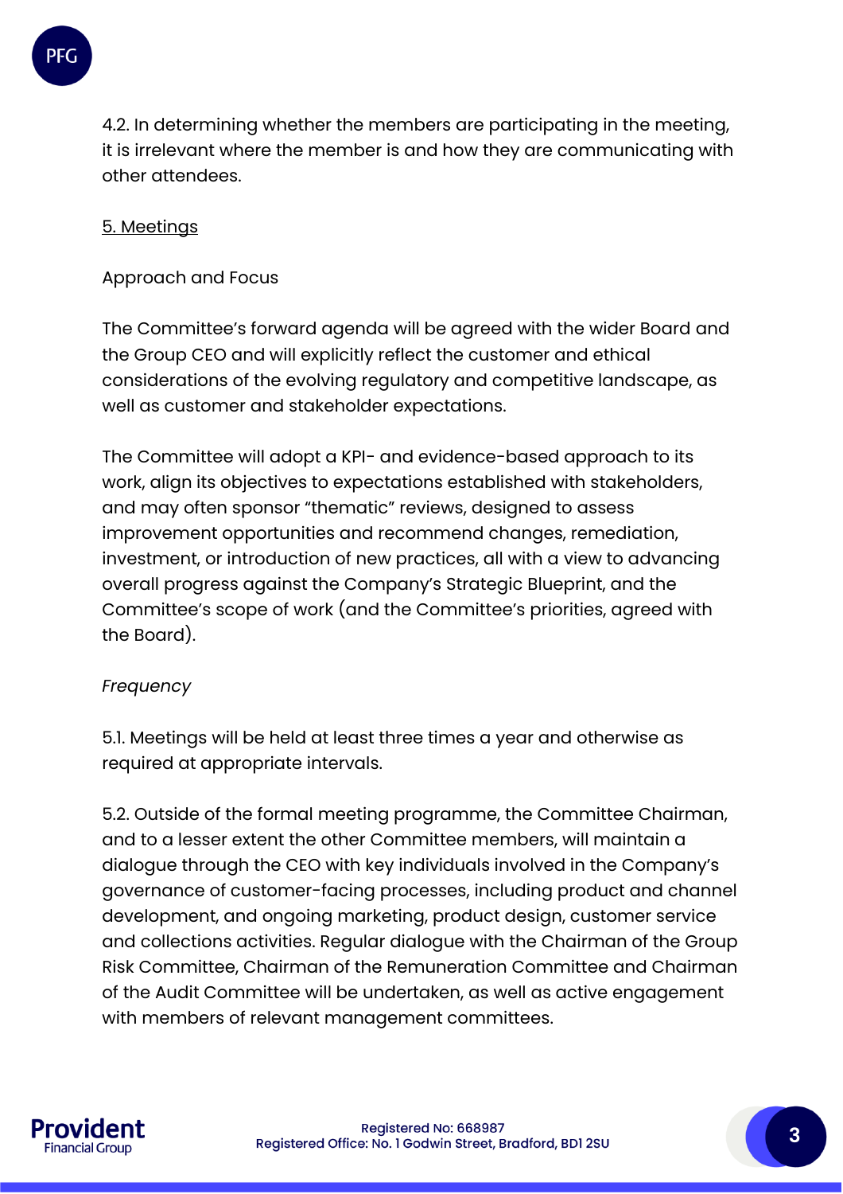4.2. In determining whether the members are participating in the meeting, it is irrelevant where the member is and how they are communicating with other attendees.

## 5. Meetings

Approach and Focus

The Committee's forward agenda will be agreed with the wider Board and the Group CEO and will explicitly reflect the customer and ethical considerations of the evolving regulatory and competitive landscape, as well as customer and stakeholder expectations.

The Committee will adopt a KPI- and evidence-based approach to its work, align its objectives to expectations established with stakeholders, and may often sponsor "thematic" reviews, designed to assess improvement opportunities and recommend changes, remediation, investment, or introduction of new practices, all with a view to advancing overall progress against the Company's Strategic Blueprint, and the Committee's scope of work (and the Committee's priorities, agreed with the Board).

*Frequency*

5.1. Meetings will be held at least three times a year and otherwise as required at appropriate intervals.

5.2. Outside of the formal meeting programme, the Committee Chairman, and to a lesser extent the other Committee members, will maintain a dialogue through the CEO with key individuals involved in the Company's governance of customer-facing processes, including product and channel development, and ongoing marketing, product design, customer service and collections activities. Regular dialogue with the Chairman of the Group Risk Committee, Chairman of the Remuneration Committee and Chairman of the Audit Committee will be undertaken, as well as active engagement with members of relevant management committees.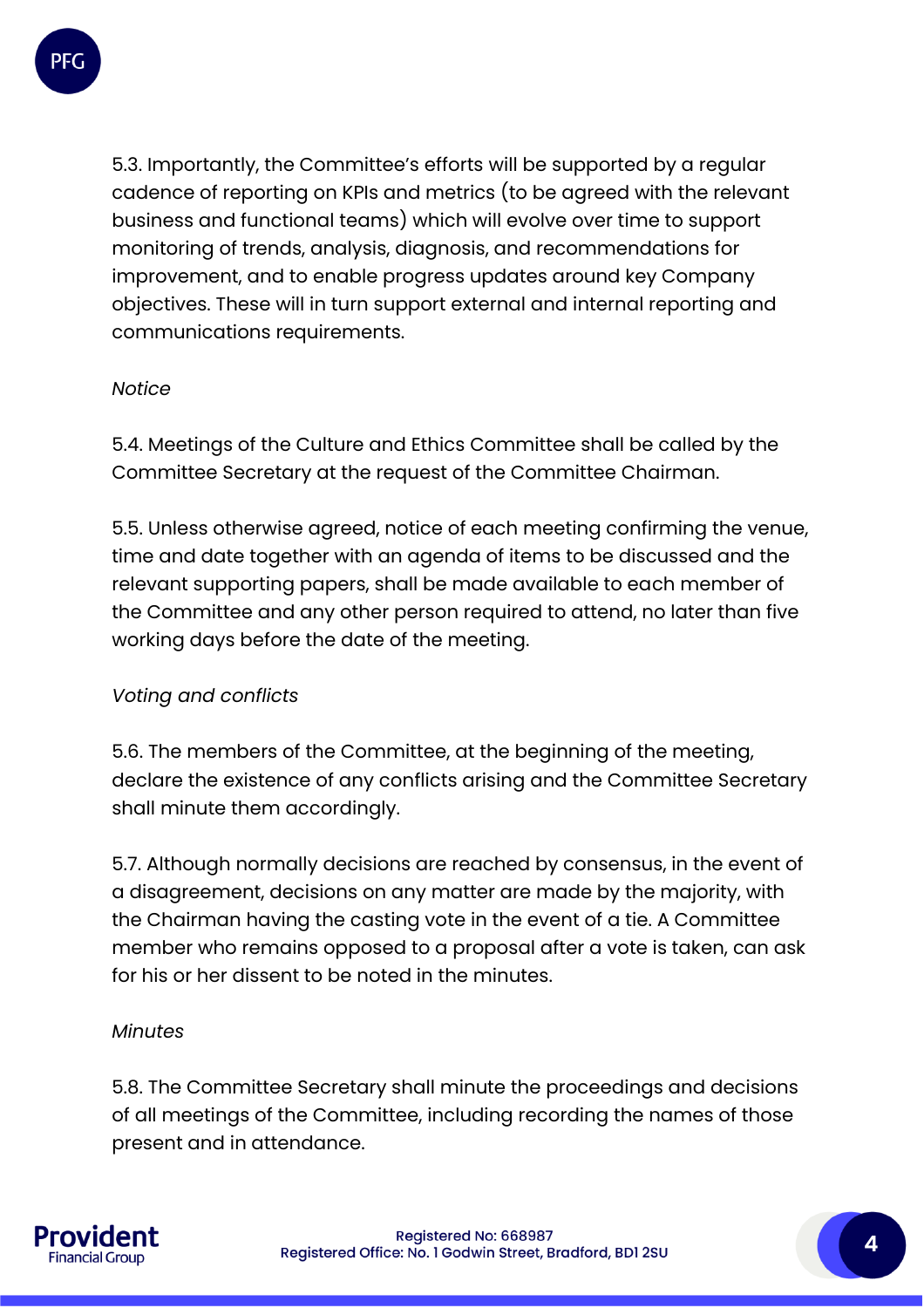5.3. Importantly, the Committee's efforts will be supported by a regular cadence of reporting on KPIs and metrics (to be agreed with the relevant business and functional teams) which will evolve over time to support monitoring of trends, analysis, diagnosis, and recommendations for improvement, and to enable progress updates around key Company objectives. These will in turn support external and internal reporting and communications requirements.

*Notice*

5.4. Meetings of the Culture and Ethics Committee shall be called by the Committee Secretary at the request of the Committee Chairman.

5.5. Unless otherwise agreed, notice of each meeting confirming the venue, time and date together with an agenda of items to be discussed and the relevant supporting papers, shall be made available to each member of the Committee and any other person required to attend, no later than five working days before the date of the meeting.

*Voting and conflicts*

5.6. The members of the Committee, at the beginning of the meeting, declare the existence of any conflicts arising and the Committee Secretary shall minute them accordingly.

5.7. Although normally decisions are reached by consensus, in the event of a disagreement, decisions on any matter are made by the majority, with the Chairman having the casting vote in the event of a tie. A Committee member who remains opposed to a proposal after a vote is taken, can ask for his or her dissent to be noted in the minutes.

*Minutes*

5.8. The Committee Secretary shall minute the proceedings and decisions of all meetings of the Committee, including recording the names of those present and in attendance.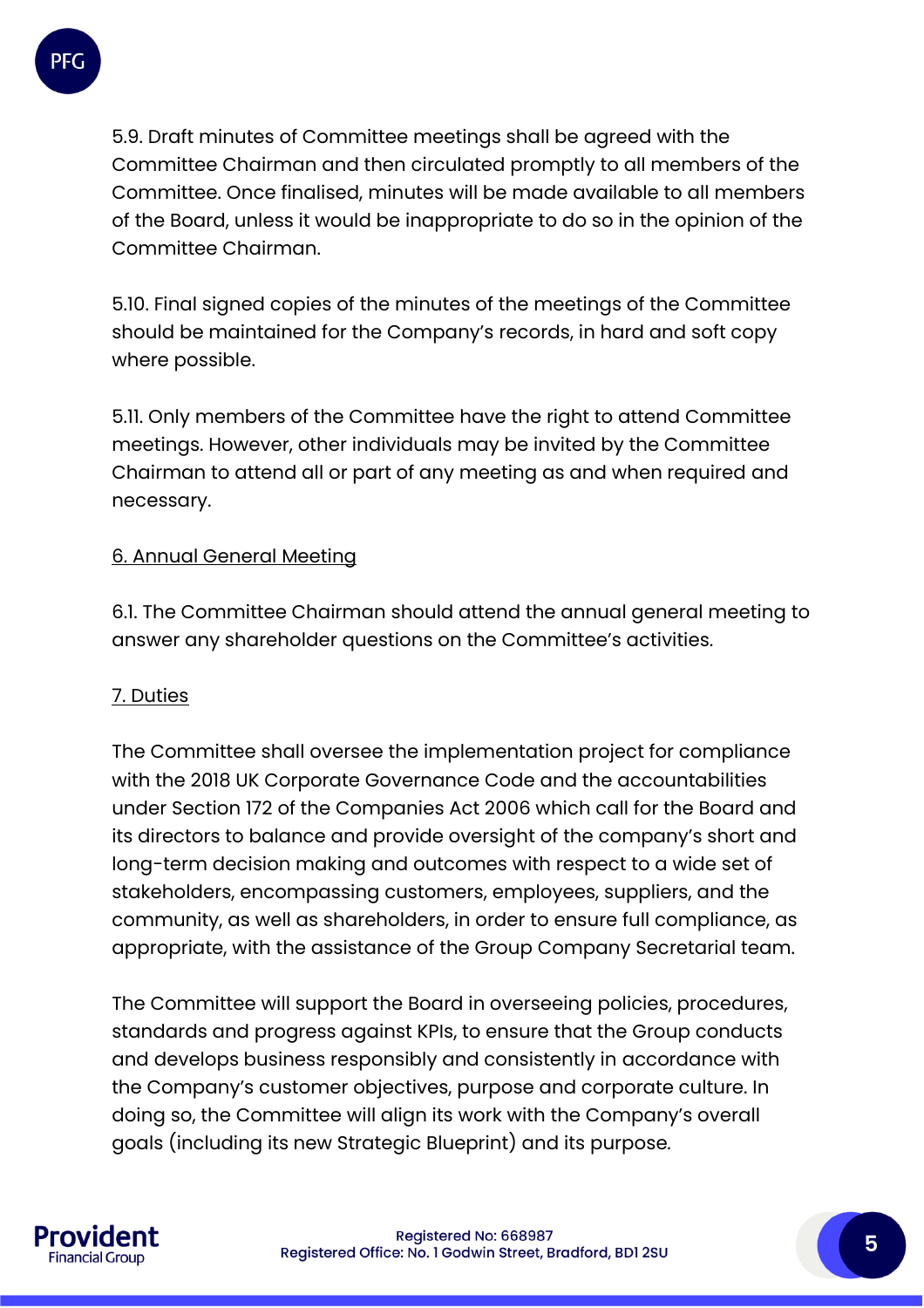5.9. Draft minutes of Committee meetings shall be agreed with the Committee Chairman and then circulated promptly to all members of the Committee. Once finalised, minutes will be made available to all members of the Board, unless it would be inappropriate to do so in the opinion of the Committee Chairman.

5.10. Final signed copies of the minutes of the meetings of the Committee should be maintained for the Company's records, in hard and soft copy where possible.

5.11. Only members of the Committee have the right to attend Committee meetings. However, other individuals may be invited by the Committee Chairman to attend all or part of any meeting as and when required and necessary.

## 6. Annual General Meeting

6.1. The Committee Chairman should attend the annual general meeting to answer any shareholder questions on the Committee's activities.

## 7. Duties

The Committee shall oversee the implementation project for compliance with the 2018 UK Corporate Governance Code and the accountabilities under Section 172 of the Companies Act 2006 which call for the Board and its directors to balance and provide oversight of the company's short and long-term decision making and outcomes with respect to a wide set of stakeholders, encompassing customers, employees, suppliers, and the community, as well as shareholders, in order to ensure full compliance, as appropriate, with the assistance of the Group Company Secretarial team.

The Committee will support the Board in overseeing policies, procedures, standards and progress against KPIs, to ensure that the Group conducts and develops business responsibly and consistently in accordance with the Company's customer objectives, purpose and corporate culture. In doing so, the Committee will align its work with the Company's overall goals (including its new Strategic Blueprint) and its purpose.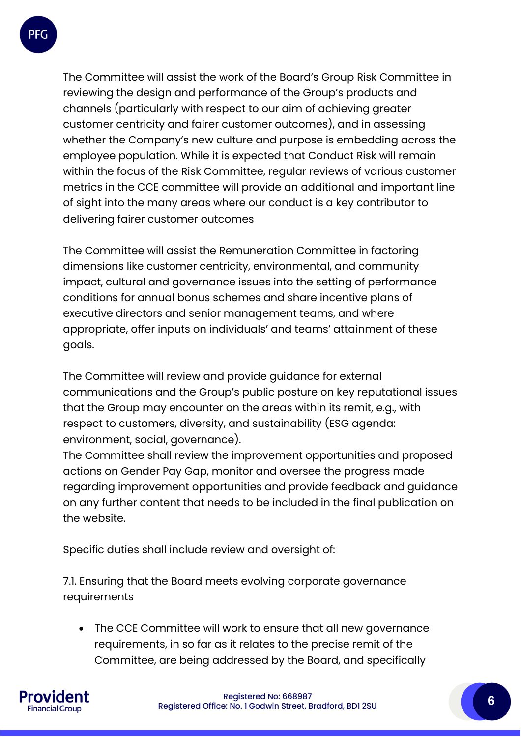The Committee will assist the work of the Board's Group Risk Committee in reviewing the design and performance of the Group's products and channels (particularly with respect to our aim of achieving greater customer centricity and fairer customer outcomes), and in assessing whether the Company's new culture and purpose is embedding across the employee population. While it is expected that Conduct Risk will remain within the focus of the Risk Committee, regular reviews of various customer metrics in the CCE committee will provide an additional and important line of sight into the many areas where our conduct is a key contributor to delivering fairer customer outcomes

The Committee will assist the Remuneration Committee in factoring dimensions like customer centricity, environmental, and community impact, cultural and governance issues into the setting of performance conditions for annual bonus schemes and share incentive plans of executive directors and senior management teams, and where appropriate, offer inputs on individuals' and teams' attainment of these goals.

The Committee will review and provide guidance for external communications and the Group's public posture on key reputational issues that the Group may encounter on the areas within its remit, e.g., with respect to customers, diversity, and sustainability (ESG agenda: environment, social, governance).
The Committee shall review the improvement opportunities and proposed actions on Gender Pay Gap, monitor and oversee the progress made regarding improvement opportunities and provide feedback and guidance on any further content that needs to be included in the final publication on the website.

Specific duties shall include review and oversight of:

7.1. Ensuring that the Board meets evolving corporate governance requirements

- The CCE Committee will work to ensure that all new governance requirements, in so far as it relates to the precise remit of the Committee, are being addressed by the Board, and specifically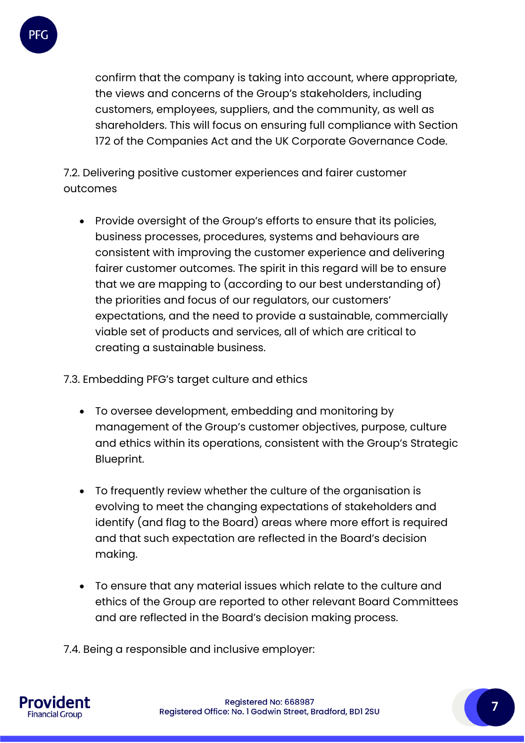confirm that the company is taking into account, where appropriate, the views and concerns of the Group's stakeholders, including customers, employees, suppliers, and the community, as well as shareholders. This will focus on ensuring full compliance with Section 172 of the Companies Act and the UK Corporate Governance Code.

7.2. Delivering positive customer experiences and fairer customer outcomes

- Provide oversight of the Group's efforts to ensure that its policies, business processes, procedures, systems and behaviours are consistent with improving the customer experience and delivering fairer customer outcomes. The spirit in this regard will be to ensure that we are mapping to (according to our best understanding of) the priorities and focus of our regulators, our customers' expectations, and the need to provide a sustainable, commercially viable set of products and services, all of which are critical to creating a sustainable business.

7.3. Embedding PFG's target culture and ethics

- To oversee development, embedding and monitoring by management of the Group's customer objectives, purpose, culture and ethics within its operations, consistent with the Group's Strategic Blueprint.

- To frequently review whether the culture of the organisation is evolving to meet the changing expectations of stakeholders and identify (and flag to the Board) areas where more effort is required and that such expectation are reflected in the Board's decision making.

- To ensure that any material issues which relate to the culture and ethics of the Group are reported to other relevant Board Committees and are reflected in the Board's decision making process.

7.4. Being a responsible and inclusive employer: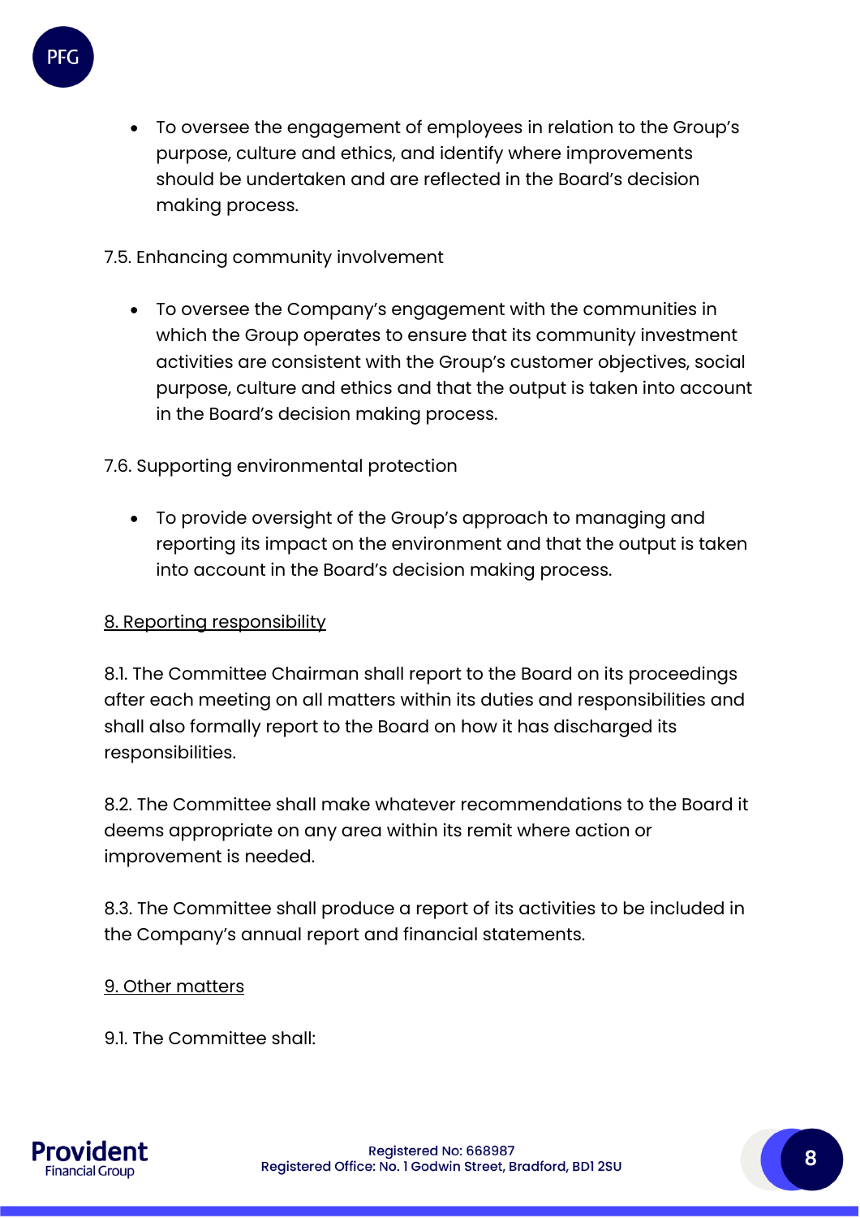- To oversee the engagement of employees in relation to the Group's purpose, culture and ethics, and identify where improvements should be undertaken and are reflected in the Board's decision making process.

7.5. Enhancing community involvement

- To oversee the Company's engagement with the communities in which the Group operates to ensure that its community investment activities are consistent with the Group's customer objectives, social purpose, culture and ethics and that the output is taken into account in the Board's decision making process.

7.6. Supporting environmental protection

- To provide oversight of the Group's approach to managing and reporting its impact on the environment and that the output is taken into account in the Board's decision making process.

<u>8. Reporting responsibility</u>

8.1. The Committee Chairman shall report to the Board on its proceedings after each meeting on all matters within its duties and responsibilities and shall also formally report to the Board on how it has discharged its responsibilities.

8.2. The Committee shall make whatever recommendations to the Board it deems appropriate on any area within its remit where action or improvement is needed.

8.3. The Committee shall produce a report of its activities to be included in the Company's annual report and financial statements.

<u>9. Other matters</u>

9.1. The Committee shall: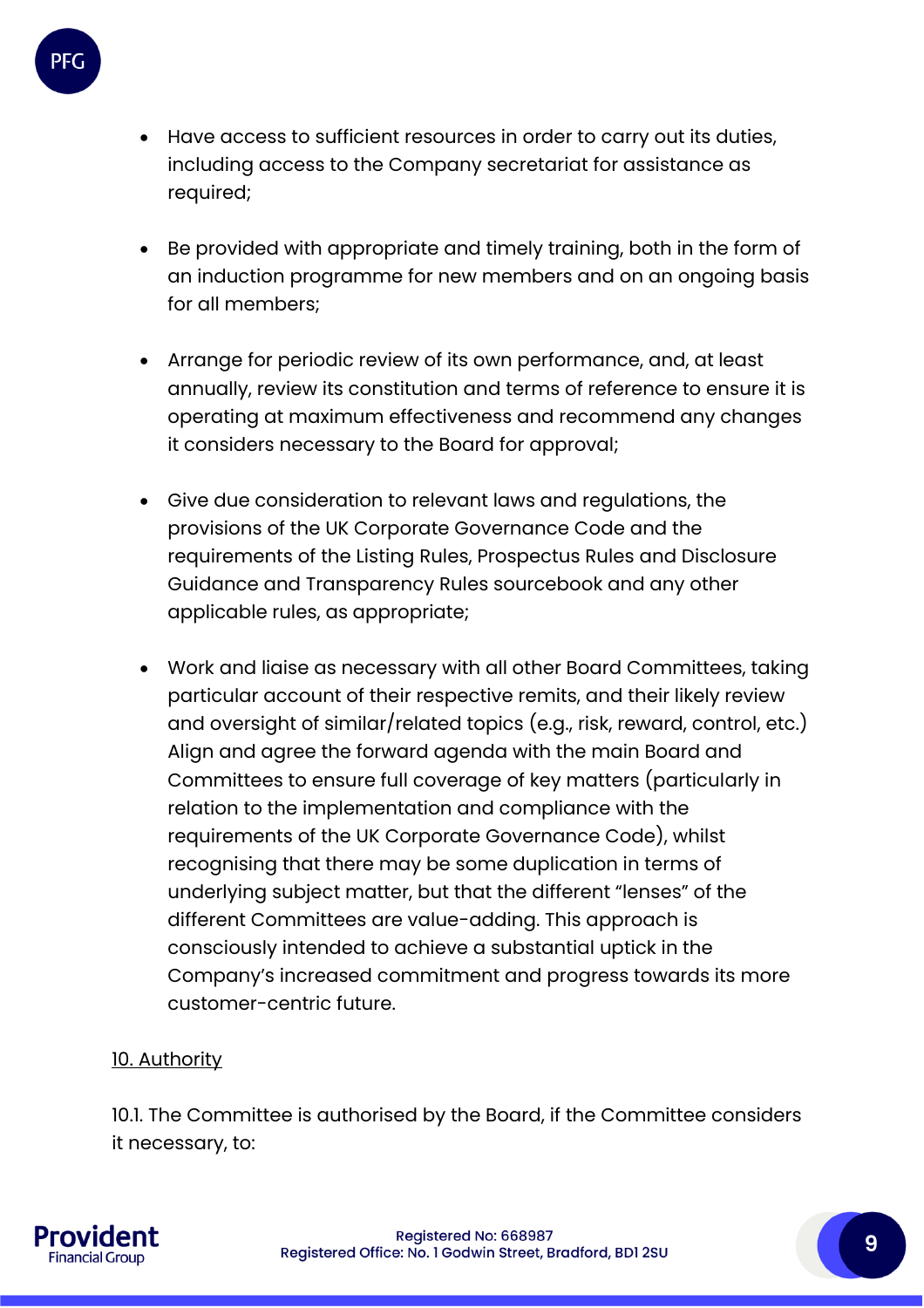- Have access to sufficient resources in order to carry out its duties, including access to the Company secretariat for assistance as required;

- Be provided with appropriate and timely training, both in the form of an induction programme for new members and on an ongoing basis for all members;

- Arrange for periodic review of its own performance, and, at least annually, review its constitution and terms of reference to ensure it is operating at maximum effectiveness and recommend any changes it considers necessary to the Board for approval;

- Give due consideration to relevant laws and regulations, the provisions of the UK Corporate Governance Code and the requirements of the Listing Rules, Prospectus Rules and Disclosure Guidance and Transparency Rules sourcebook and any other applicable rules, as appropriate;

- Work and liaise as necessary with all other Board Committees, taking particular account of their respective remits, and their likely review and oversight of similar/related topics (e.g., risk, reward, control, etc.) Align and agree the forward agenda with the main Board and Committees to ensure full coverage of key matters (particularly in relation to the implementation and compliance with the requirements of the UK Corporate Governance Code), whilst recognising that there may be some duplication in terms of underlying subject matter, but that the different "lenses" of the different Committees are value-adding. This approach is consciously intended to achieve a substantial uptick in the Company's increased commitment and progress towards its more customer-centric future.

10. Authority

10.1. The Committee is authorised by the Board, if the Committee considers it necessary, to: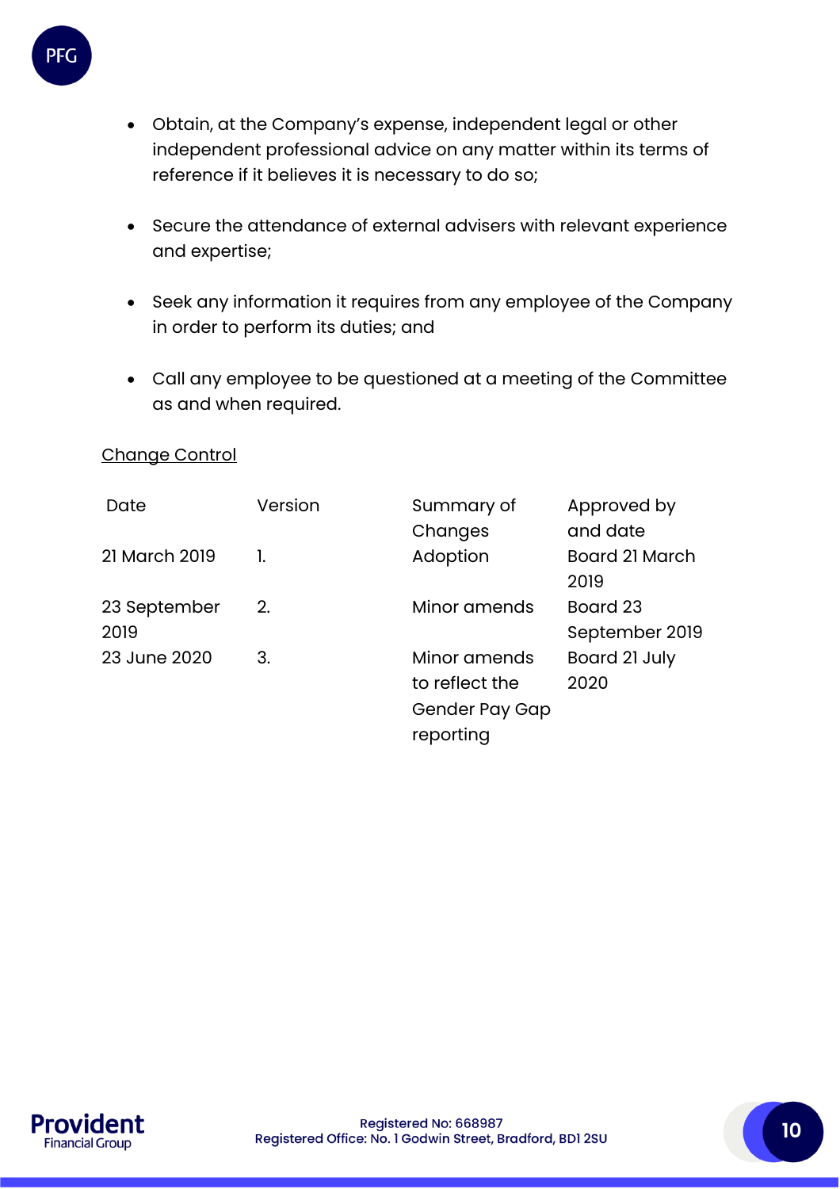- Obtain, at the Company's expense, independent legal or other independent professional advice on any matter within its terms of reference if it believes it is necessary to do so;

- Secure the attendance of external advisers with relevant experience and expertise;

- Seek any information it requires from any employee of the Company in order to perform its duties; and

- Call any employee to be questioned at a meeting of the Committee as and when required.

<u>Change Control</u>

| Date | Version | Summary of Changes | Approved by and date |
|---|---|---|---|
| 21 March 2019 | 1. | Adoption | Board 21 March 2019 |
| 23 September 2019 | 2. | Minor amends | Board 23 September 2019 |
| 23 June 2020 | 3. | Minor amends to reflect the Gender Pay Gap reporting | Board 21 July 2020 |